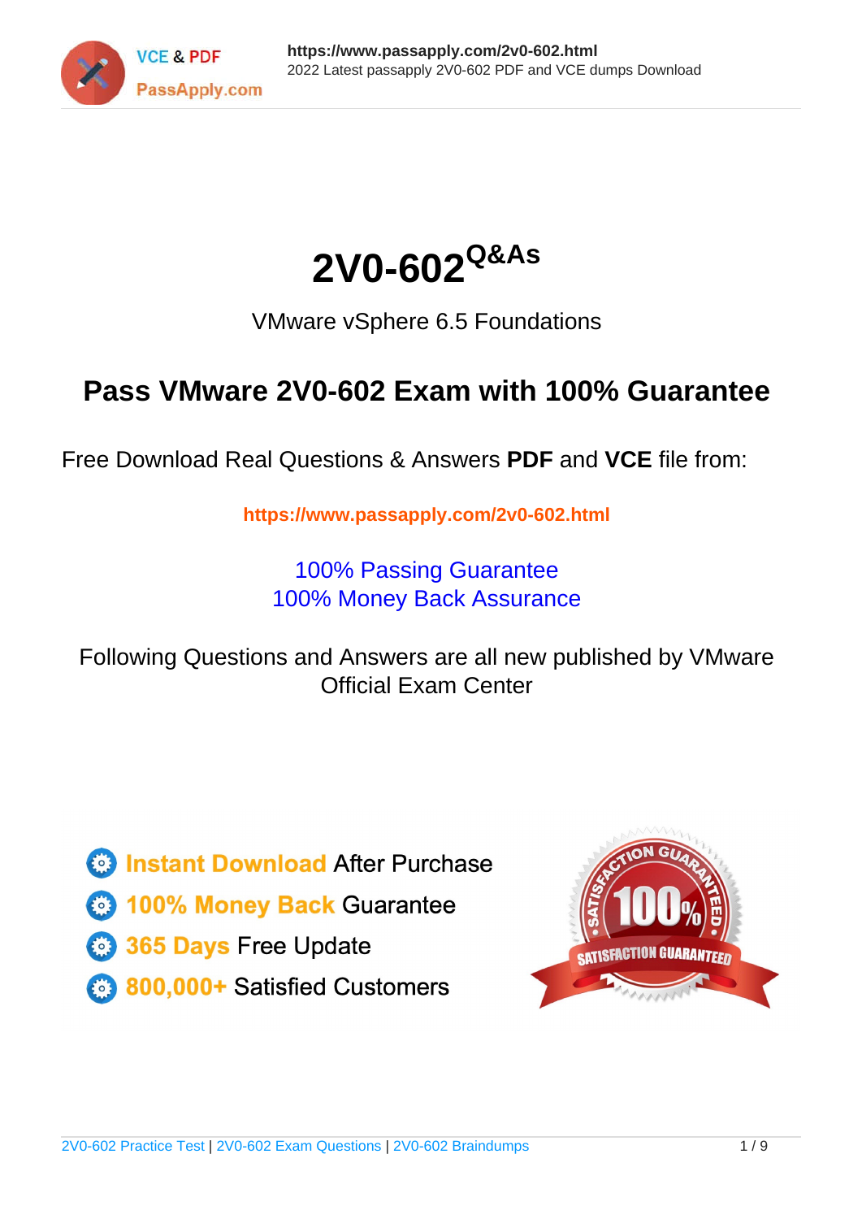# 2V0-602^Q&As

VMware vSphere 6.5 Foundations

## Pass VMware 2V0-602 Exam with 100% Guarantee

Free Download Real Questions & Answers **PDF** and **VCE** file from:

https://www.passapply.com/2v0-602.html

100% Passing Guarantee
100% Money Back Assurance

Following Questions and Answers are all new published by VMware Official Exam Center

- Instant Download After Purchase
- 100% Money Back Guarantee
- 365 Days Free Update
- 800,000+ Satisfied Customers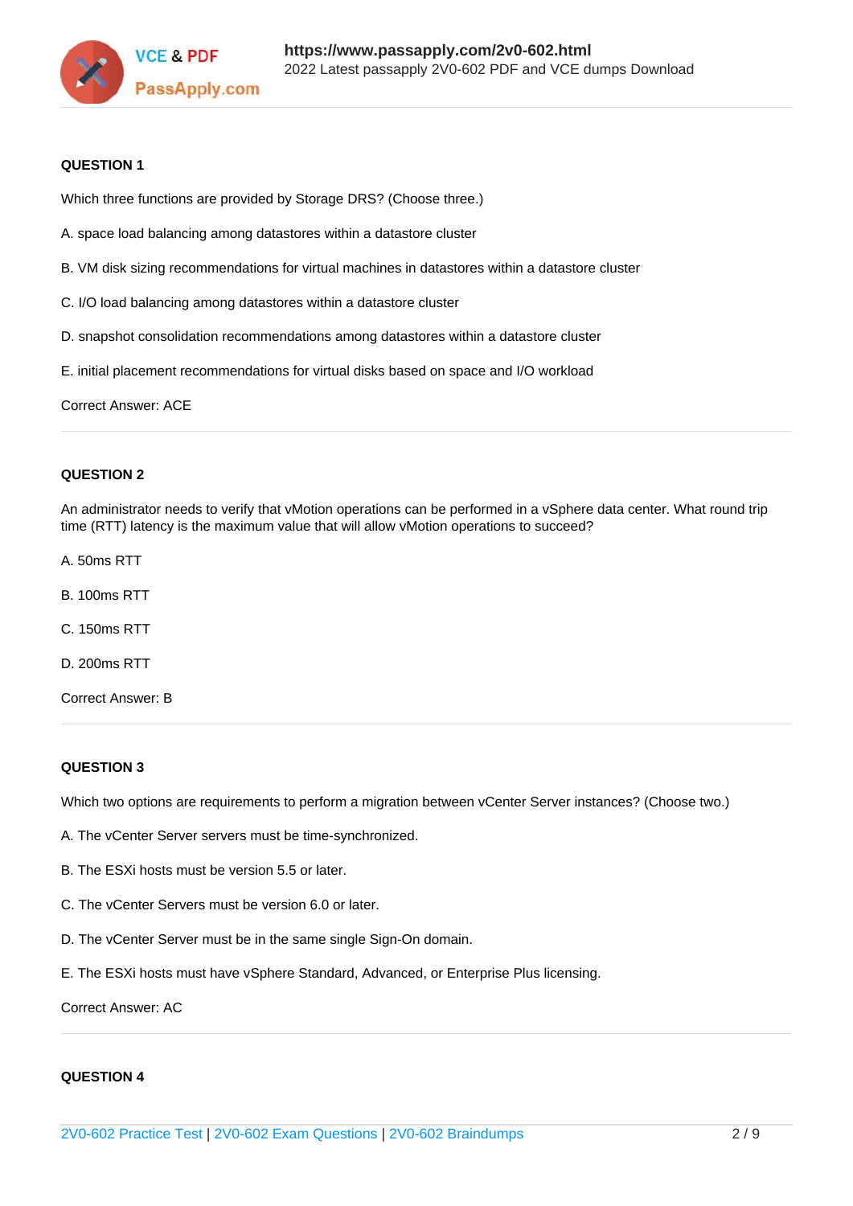**QUESTION 1**

Which three functions are provided by Storage DRS? (Choose three.)

A. space load balancing among datastores within a datastore cluster

B. VM disk sizing recommendations for virtual machines in datastores within a datastore cluster

C. I/O load balancing among datastores within a datastore cluster

D. snapshot consolidation recommendations among datastores within a datastore cluster

E. initial placement recommendations for virtual disks based on space and I/O workload

Correct Answer: ACE

---

**QUESTION 2**

An administrator needs to verify that vMotion operations can be performed in a vSphere data center. What round trip time (RTT) latency is the maximum value that will allow vMotion operations to succeed?

A. 50ms RTT

B. 100ms RTT

C. 150ms RTT

D. 200ms RTT

Correct Answer: B

---

**QUESTION 3**

Which two options are requirements to perform a migration between vCenter Server instances? (Choose two.)

A. The vCenter Server servers must be time-synchronized.

B. The ESXi hosts must be version 5.5 or later.

C. The vCenter Servers must be version 6.0 or later.

D. The vCenter Server must be in the same single Sign-On domain.

E. The ESXi hosts must have vSphere Standard, Advanced, or Enterprise Plus licensing.

Correct Answer: AC

---

**QUESTION 4**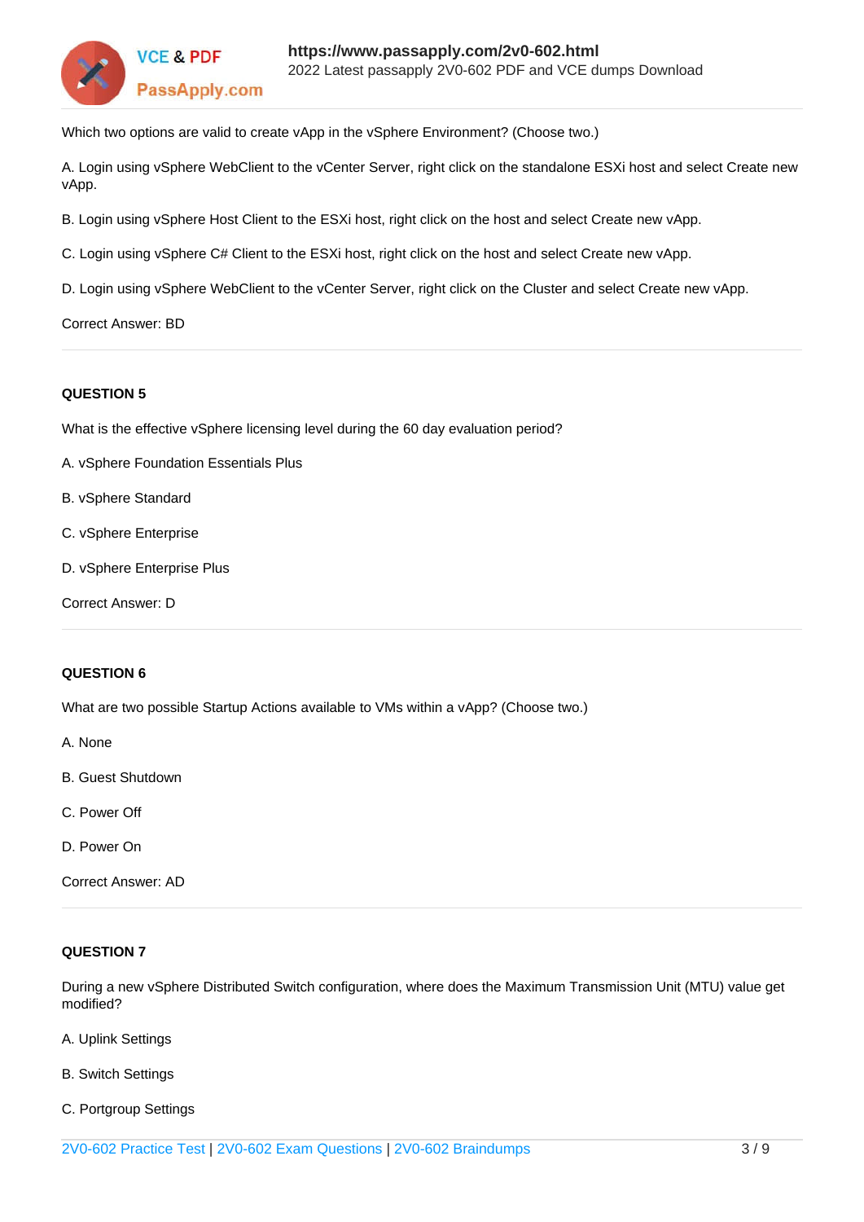Which two options are valid to create vApp in the vSphere Environment? (Choose two.)

A. Login using vSphere WebClient to the vCenter Server, right click on the standalone ESXi host and select Create new vApp.

B. Login using vSphere Host Client to the ESXi host, right click on the host and select Create new vApp.

C. Login using vSphere C# Client to the ESXi host, right click on the host and select Create new vApp.

D. Login using vSphere WebClient to the vCenter Server, right click on the Cluster and select Create new vApp.

Correct Answer: BD

---

**QUESTION 5**

What is the effective vSphere licensing level during the 60 day evaluation period?

A. vSphere Foundation Essentials Plus

B. vSphere Standard

C. vSphere Enterprise

D. vSphere Enterprise Plus

Correct Answer: D

---

**QUESTION 6**

What are two possible Startup Actions available to VMs within a vApp? (Choose two.)

A. None

B. Guest Shutdown

C. Power Off

D. Power On

Correct Answer: AD

---

**QUESTION 7**

During a new vSphere Distributed Switch configuration, where does the Maximum Transmission Unit (MTU) value get modified?

A. Uplink Settings

B. Switch Settings

C. Portgroup Settings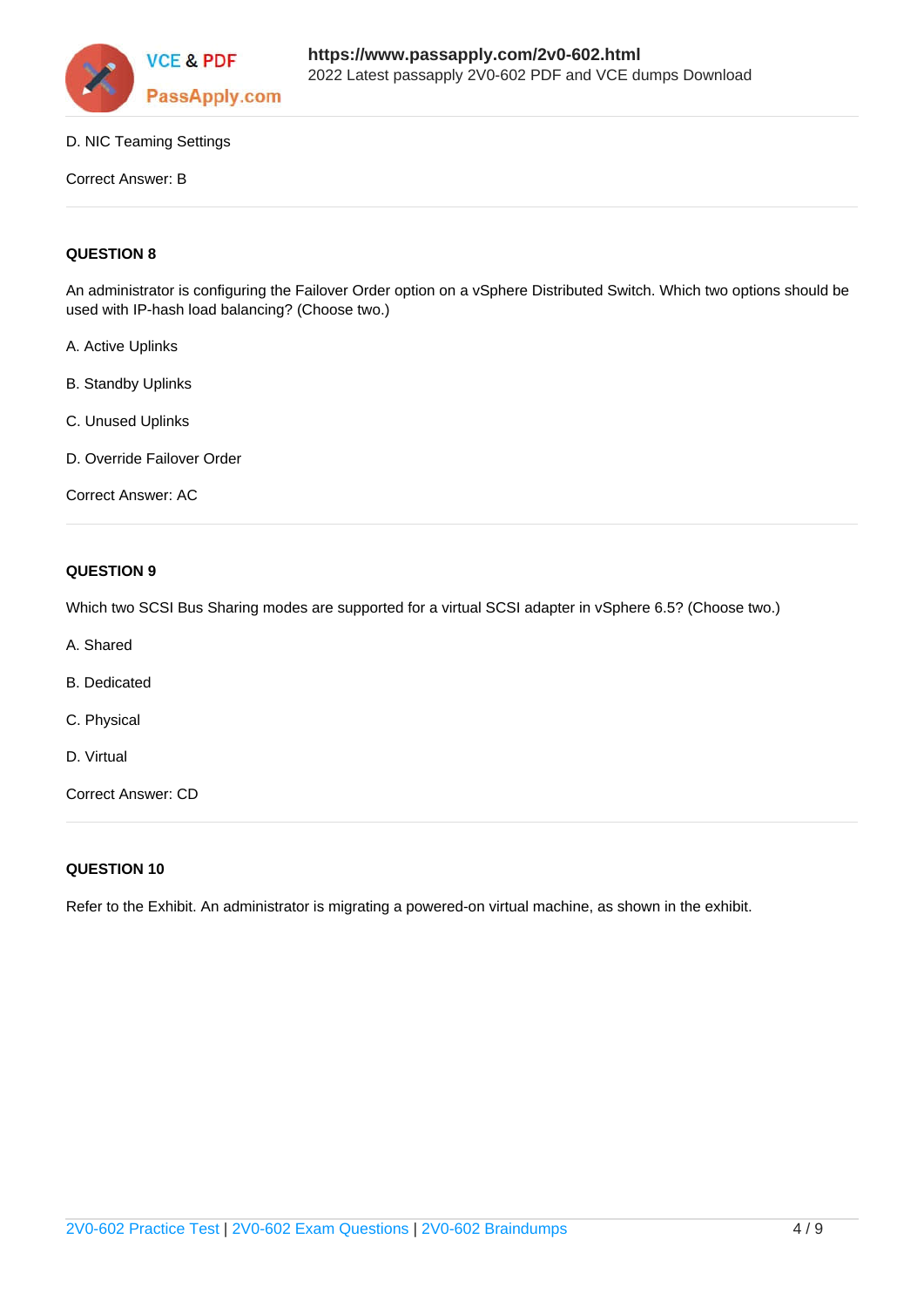D. NIC Teaming Settings

Correct Answer: B

**QUESTION 8**

An administrator is configuring the Failover Order option on a vSphere Distributed Switch. Which two options should be used with IP-hash load balancing? (Choose two.)

A. Active Uplinks

B. Standby Uplinks

C. Unused Uplinks

D. Override Failover Order

Correct Answer: AC

**QUESTION 9**

Which two SCSI Bus Sharing modes are supported for a virtual SCSI adapter in vSphere 6.5? (Choose two.)

A. Shared

B. Dedicated

C. Physical

D. Virtual

Correct Answer: CD

**QUESTION 10**

Refer to the Exhibit. An administrator is migrating a powered-on virtual machine, as shown in the exhibit.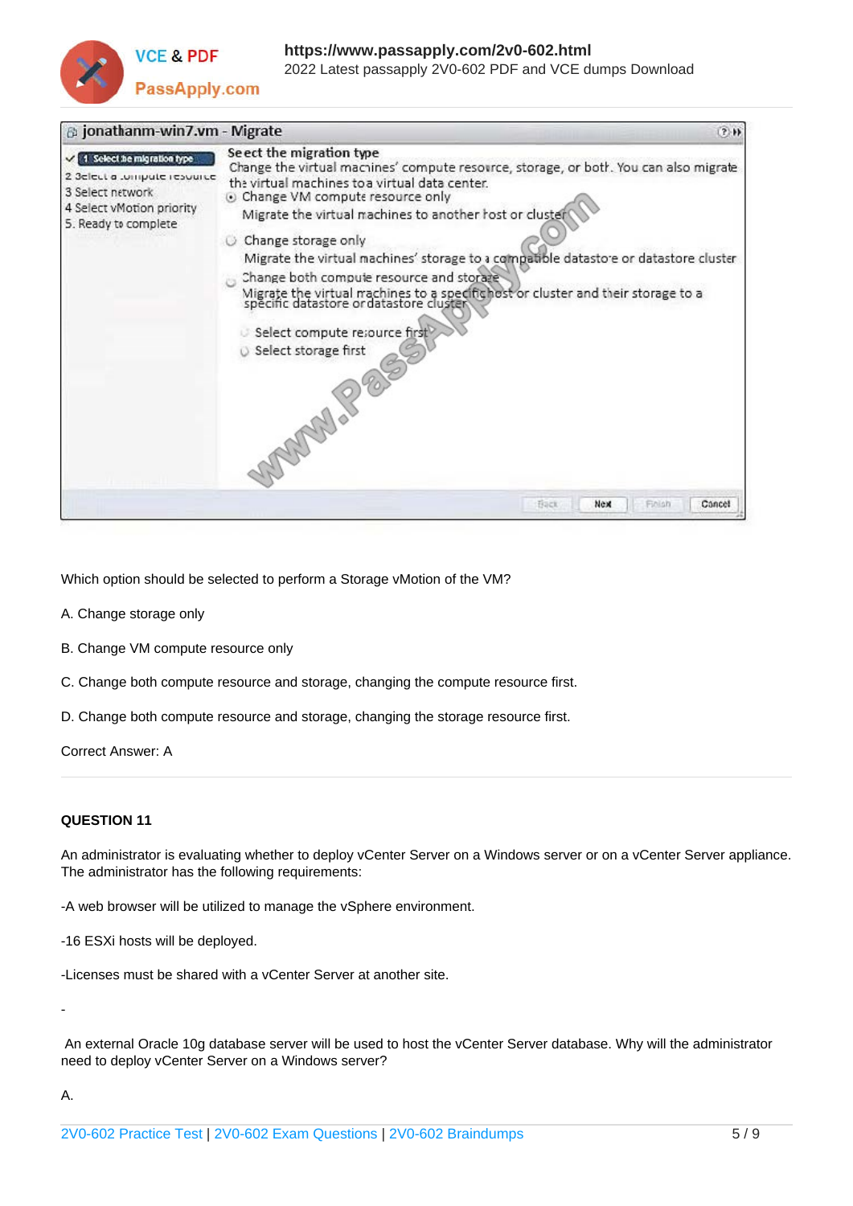jonathanm-win7.vm - Migrate

- 1 Select the migration type
- 2 Select a compute resource
- 3 Select network
- 4 Select vMotion priority
- 5 Ready to complete

**Select the migration type**

Change the virtual machines' compute resource, storage, or both. You can also migrate the virtual machines to a virtual data center.

- Change VM compute resource only
  Migrate the virtual machines to another host or cluster
- Change storage only
  Migrate the virtual machines' storage to a compatible datastore or datastore cluster
- Change both compute resource and storage
  Migrate the virtual machines to a specific host or cluster and their storage to a specific datastore or datastore cluster
  - Select compute resource first
  - Select storage first

Back | Next | Finish | Cancel

Which option should be selected to perform a Storage vMotion of the VM?

A. Change storage only

B. Change VM compute resource only

C. Change both compute resource and storage, changing the compute resource first.

D. Change both compute resource and storage, changing the storage resource first.

Correct Answer: A

---

**QUESTION 11**

An administrator is evaluating whether to deploy vCenter Server on a Windows server or on a vCenter Server appliance. The administrator has the following requirements:

-A web browser will be utilized to manage the vSphere environment.

-16 ESXi hosts will be deployed.

-Licenses must be shared with a vCenter Server at another site.

-

An external Oracle 10g database server will be used to host the vCenter Server database. Why will the administrator need to deploy vCenter Server on a Windows server?

A.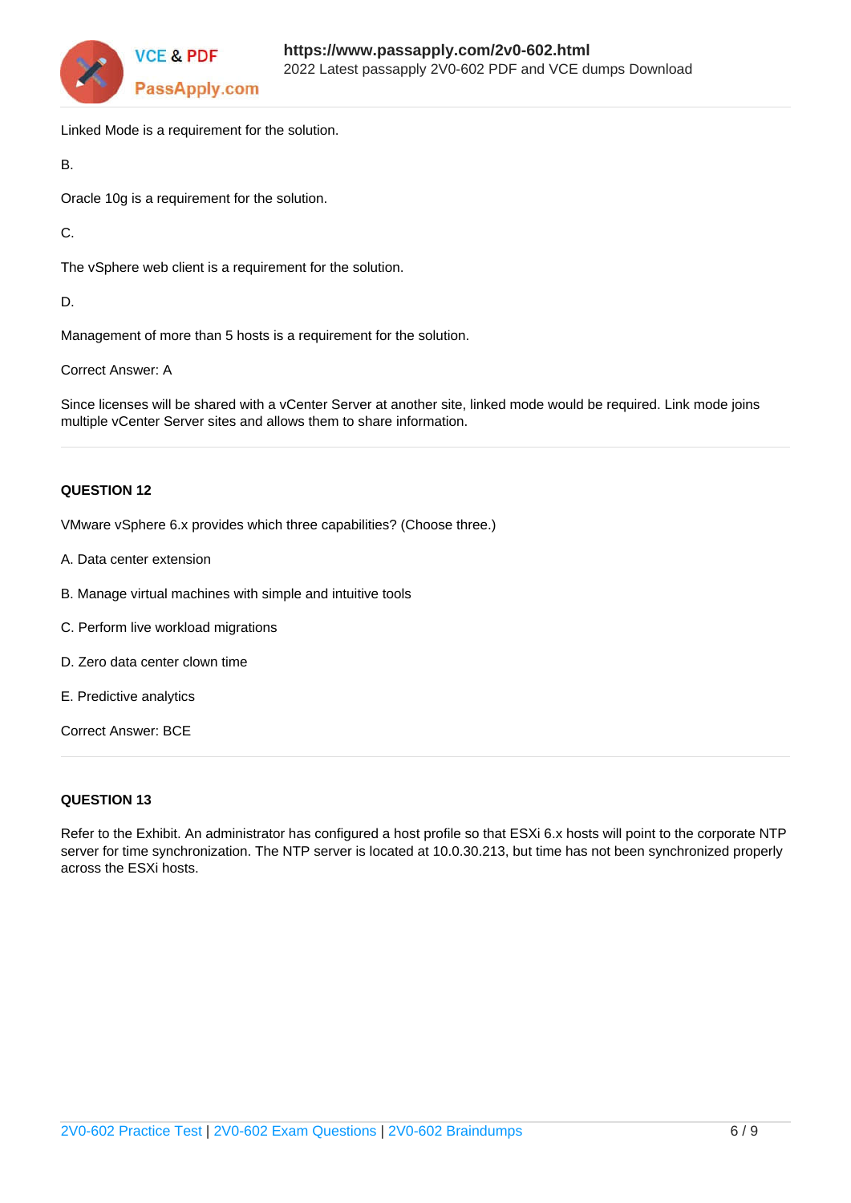Linked Mode is a requirement for the solution.

B.

Oracle 10g is a requirement for the solution.

C.

The vSphere web client is a requirement for the solution.

D.

Management of more than 5 hosts is a requirement for the solution.

Correct Answer: A

Since licenses will be shared with a vCenter Server at another site, linked mode would be required. Link mode joins multiple vCenter Server sites and allows them to share information.

**QUESTION 12**

VMware vSphere 6.x provides which three capabilities? (Choose three.)

A. Data center extension

B. Manage virtual machines with simple and intuitive tools

C. Perform live workload migrations

D. Zero data center clown time

E. Predictive analytics

Correct Answer: BCE

**QUESTION 13**

Refer to the Exhibit. An administrator has configured a host profile so that ESXi 6.x hosts will point to the corporate NTP server for time synchronization. The NTP server is located at 10.0.30.213, but time has not been synchronized properly across the ESXi hosts.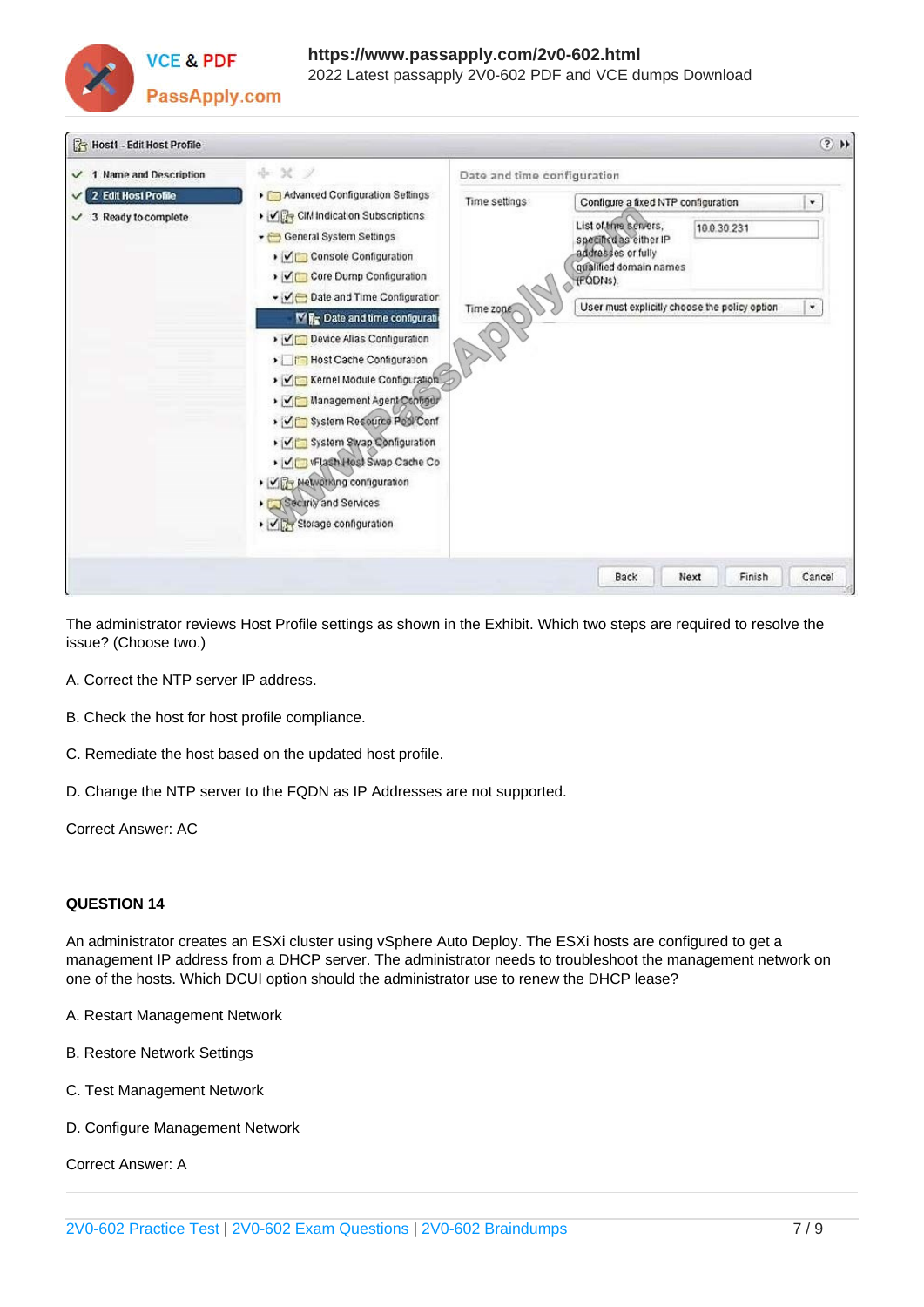The administrator reviews Host Profile settings as shown in the Exhibit. Which two steps are required to resolve the issue? (Choose two.)

A. Correct the NTP server IP address.

B. Check the host for host profile compliance.

C. Remediate the host based on the updated host profile.

D. Change the NTP server to the FQDN as IP Addresses are not supported.

Correct Answer: AC

**QUESTION 14**

An administrator creates an ESXi cluster using vSphere Auto Deploy. The ESXi hosts are configured to get a management IP address from a DHCP server. The administrator needs to troubleshoot the management network on one of the hosts. Which DCUI option should the administrator use to renew the DHCP lease?

A. Restart Management Network

B. Restore Network Settings

C. Test Management Network

D. Configure Management Network

Correct Answer: A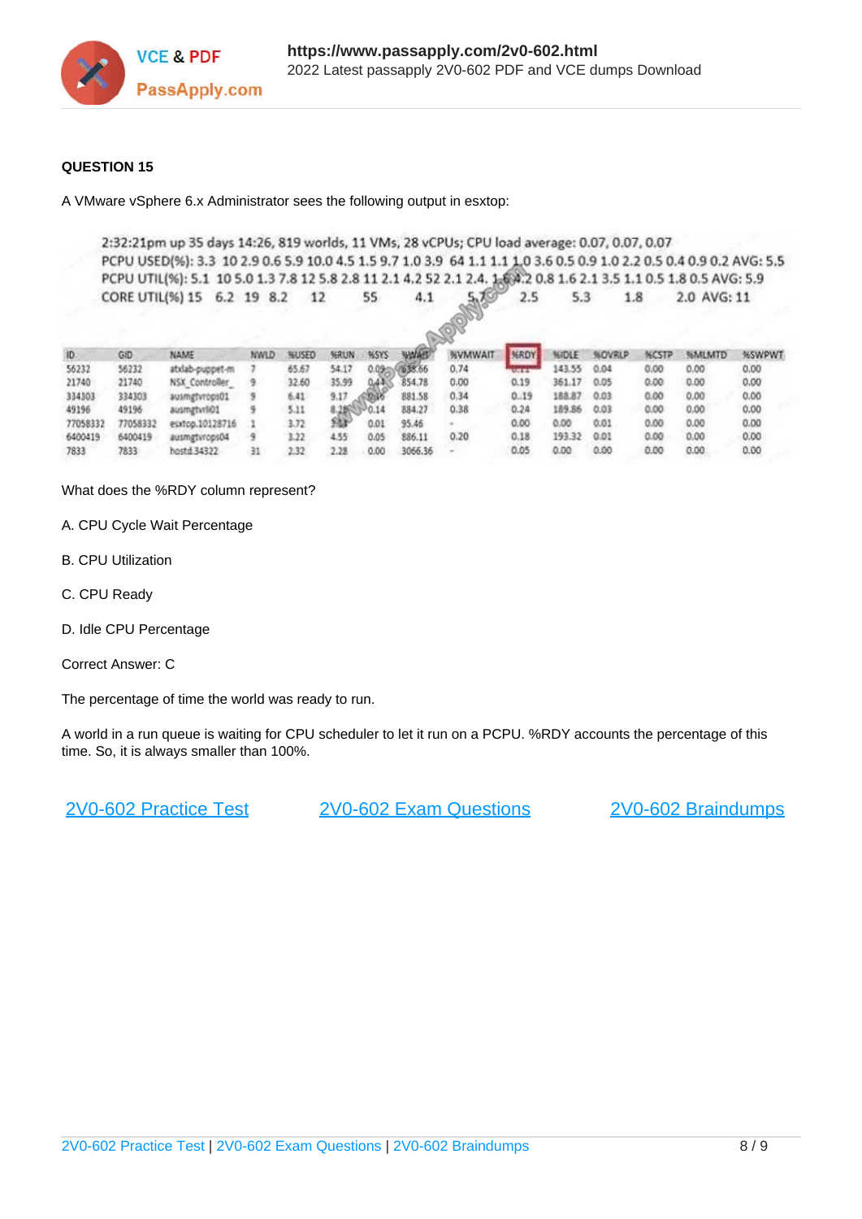**QUESTION 15**

A VMware vSphere 6.x Administrator sees the following output in esxtop:

```
2:32:21pm up 35 days 14:26, 819 worlds, 11 VMs, 28 vCPUs; CPU load average: 0.07, 0.07, 0.07
PCPU USED(%): 3.3 10 2.9 0.6 5.9 10.0 4.5 1.5 9.7 1.0 3.9 64 1.1 1.1 1.0 3.6 0.5 0.9 1.0 2.2 0.5 0.4 0.9 0.2 AVG: 5.5
PCPU UTIL(%): 5.1 10 5.0 1.3 7.8 12 5.8 2.8 11 2.1 4.2 52 2.1 2.4 1.6 4.2 0.8 1.6 2.1 3.5 1.1 0.5 1.8 0.5 AVG: 5.9
CORE UTIL(%) 15 6.2 19 8.2 12 55 4.1 5.7 2.5 5.3 1.8 2.0 AVG: 11
```

| ID | GID | NAME | NWLD | %USED | %RUN | %SYS | %WAIT | %VMWAIT | %RDY | %IDLE | %OVRLP | %CSTP | %MLMTD | %SWPWT |
|---|---|---|---|---|---|---|---|---|---|---|---|---|---|---|
| 56232 | 56232 | atxlab-puppet-m | 7 | 65.67 | 54.17 | 0.09 | 638.66 | 0.74 | 0.11 | 143.55 | 0.04 | 0.00 | 0.00 | 0.00 |
| 21740 | 21740 | NSX_Controller_ | 9 | 32.60 | 35.99 | 0.44 | 854.78 | 0.00 | 0.19 | 361.17 | 0.05 | 0.00 | 0.00 | 0.00 |
| 334303 | 334303 | ausmgtvrops01 | 9 | 6.41 | 9.17 | 0.06 | 881.58 | 0.34 | 0.19 | 188.87 | 0.03 | 0.00 | 0.00 | 0.00 |
| 49196 | 49196 | ausmgtvri01 | 9 | 5.11 | 8.25 | 0.14 | 884.27 | 0.38 | 0.24 | 189.86 | 0.03 | 0.00 | 0.00 | 0.00 |
| 77058332 | 77058332 | esxtop.10128716 | 1 | 3.72 | 3.83 | 0.01 | 95.46 | - | 0.00 | 0.00 | 0.01 | 0.00 | 0.00 | 0.00 |
| 6400419 | 6400419 | ausmgtvrops04 | 9 | 3.22 | 4.55 | 0.05 | 886.11 | 0.20 | 0.18 | 193.32 | 0.01 | 0.00 | 0.00 | 0.00 |
| 7833 | 7833 | hostd.34322 | 31 | 2.32 | 2.28 | 0.00 | 3066.36 | - | 0.05 | 0.00 | 0.00 | 0.00 | 0.00 | 0.00 |

What does the %RDY column represent?

A. CPU Cycle Wait Percentage

B. CPU Utilization

C. CPU Ready

D. Idle CPU Percentage

Correct Answer: C

The percentage of time the world was ready to run.

A world in a run queue is waiting for CPU scheduler to let it run on a PCPU. %RDY accounts the percentage of this time. So, it is always smaller than 100%.

2V0-602 Practice Test | 2V0-602 Exam Questions | 2V0-602 Braindumps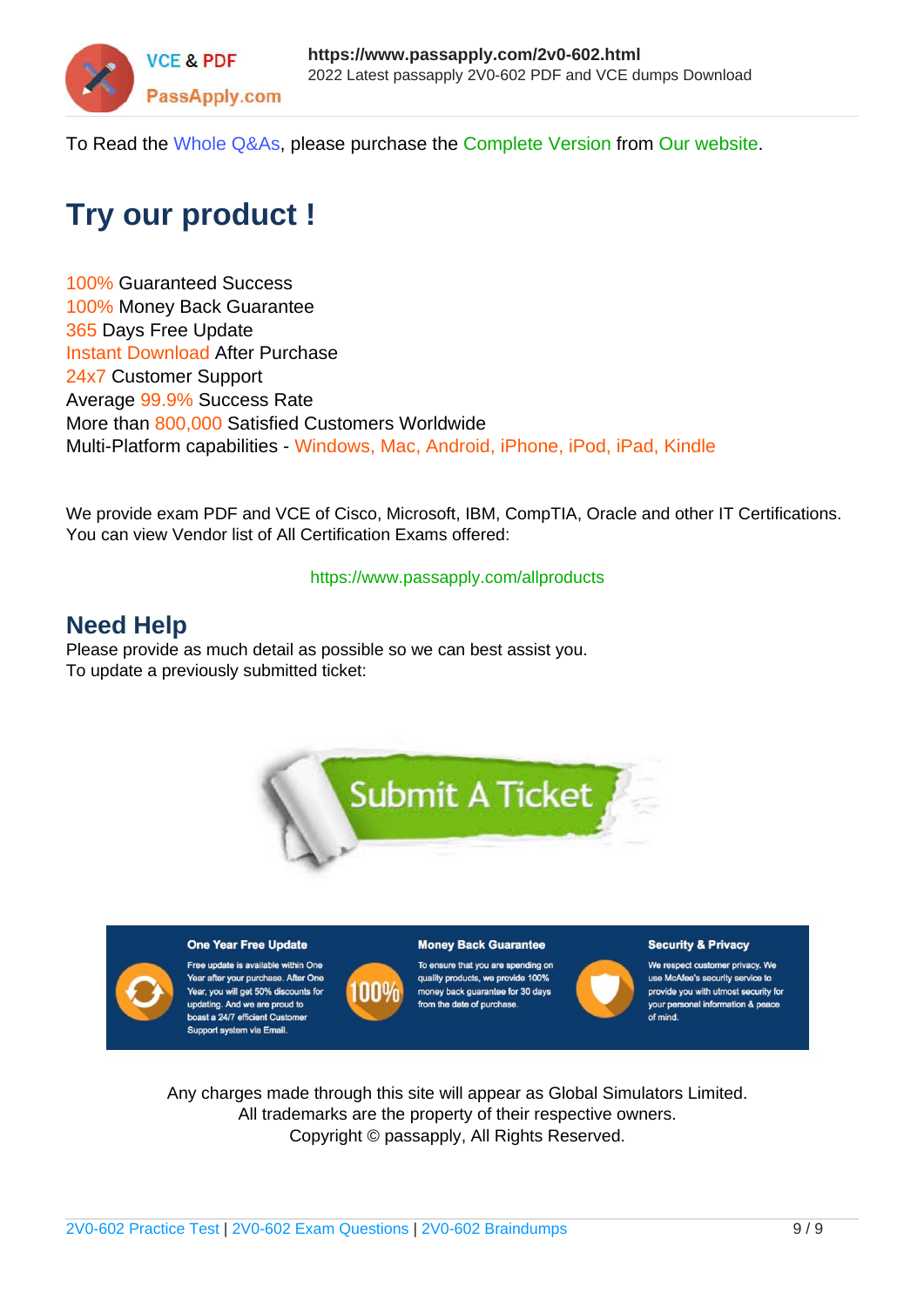To Read the Whole Q&As, please purchase the Complete Version from Our website.

# Try our product !

100% Guaranteed Success
100% Money Back Guarantee
365 Days Free Update
Instant Download After Purchase
24x7 Customer Support
Average 99.9% Success Rate
More than 800,000 Satisfied Customers Worldwide
Multi-Platform capabilities - Windows, Mac, Android, iPhone, iPod, iPad, Kindle

We provide exam PDF and VCE of Cisco, Microsoft, IBM, CompTIA, Oracle and other IT Certifications.
You can view Vendor list of All Certification Exams offered:

https://www.passapply.com/allproducts

## Need Help

Please provide as much detail as possible so we can best assist you.
To update a previously submitted ticket:

Submit A Ticket

**One Year Free Update**
Free update is available within One Year after your purchase. After One Year, you will get 50% discounts for updating. And we are proud to boast a 24/7 efficient Customer Support system via Email.

**Money Back Guarantee**
To ensure that you are spending on quality products, we provide 100% money back guarantee for 30 days from the date of purchase.

**Security & Privacy**
We respect customer privacy. We use McAfee's security service to provide you with utmost security for your personal information & peace of mind.

Any charges made through this site will appear as Global Simulators Limited.
All trademarks are the property of their respective owners.
Copyright © passapply, All Rights Reserved.